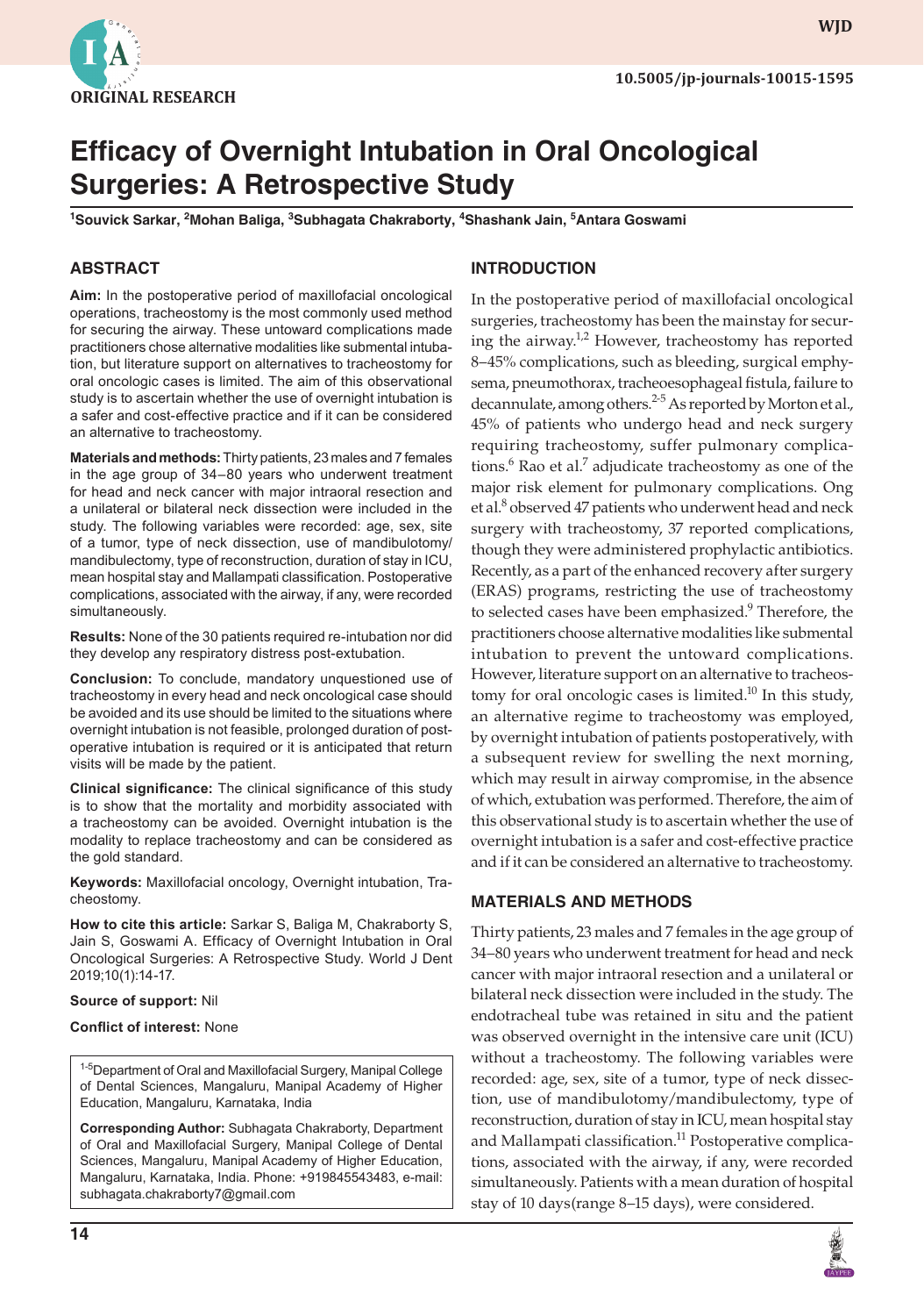ORIGINAL RESEARCH

10.5005/jp-journals-10015-1595

# Efficacy of Overnight Intubation in Oral Oncological Surgeries: A Retrospective Study

[1]Souvick Sarkar, [2]Mohan Baliga, [3]Subhagata Chakraborty, [4]Shashank Jain, [5]Antara Goswami

## ABSTRACT

**Aim:** In the postoperative period of maxillofacial oncological operations, tracheostomy is the most commonly used method for securing the airway. These untoward complications made practitioners chose alternative modalities like submental intubation, but literature support on alternatives to tracheostomy for oral oncologic cases is limited. The aim of this observational study is to ascertain whether the use of overnight intubation is a safer and cost-effective practice and if it can be considered an alternative to tracheostomy.

**Materials and methods:** Thirty patients, 23 males and 7 females in the age group of 34–80 years who underwent treatment for head and neck cancer with major intraoral resection and a unilateral or bilateral neck dissection were included in the study. The following variables were recorded: age, sex, site of a tumor, type of neck dissection, use of mandibulotomy/mandibulectomy, type of reconstruction, duration of stay in ICU, mean hospital stay and Mallampati classification. Postoperative complications, associated with the airway, if any, were recorded simultaneously.

**Results:** None of the 30 patients required re-intubation nor did they develop any respiratory distress post-extubation.

**Conclusion:** To conclude, mandatory unquestioned use of tracheostomy in every head and neck oncological case should be avoided and its use should be limited to the situations where overnight intubation is not feasible, prolonged duration of post-operative intubation is required or it is anticipated that return visits will be made by the patient.

**Clinical significance:** The clinical significance of this study is to show that the mortality and morbidity associated with a tracheostomy can be avoided. Overnight intubation is the modality to replace tracheostomy and can be considered as the gold standard.

**Keywords:** Maxillofacial oncology, Overnight intubation, Tracheostomy.

**How to cite this article:** Sarkar S, Baliga M, Chakraborty S, Jain S, Goswami A. Efficacy of Overnight Intubation in Oral Oncological Surgeries: A Retrospective Study. World J Dent 2019;10(1):14-17.

**Source of support:** Nil

**Conflict of interest:** None

[1-5]Department of Oral and Maxillofacial Surgery, Manipal College of Dental Sciences, Mangaluru, Manipal Academy of Higher Education, Mangaluru, Karnataka, India

**Corresponding Author:** Subhagata Chakraborty, Department of Oral and Maxillofacial Surgery, Manipal College of Dental Sciences, Mangaluru, Manipal Academy of Higher Education, Mangaluru, Karnataka, India. Phone: +919845543483, e-mail: subhagata.chakraborty7@gmail.com

## INTRODUCTION

In the postoperative period of maxillofacial oncological surgeries, tracheostomy has been the mainstay for securing the airway.[1,2] However, tracheostomy has reported 8–45% complications, such as bleeding, surgical emphysema, pneumothorax, tracheoesophageal fistula, failure to decannulate, among others.[2-5] As reported by Morton et al., 45% of patients who undergo head and neck surgery requiring tracheostomy, suffer pulmonary complications.[6] Rao et al.[7] adjudicate tracheostomy as one of the major risk element for pulmonary complications. Ong et al.[8] observed 47 patients who underwent head and neck surgery with tracheostomy, 37 reported complications, though they were administered prophylactic antibiotics. Recently, as a part of the enhanced recovery after surgery (ERAS) programs, restricting the use of tracheostomy to selected cases have been emphasized.[9] Therefore, the practitioners choose alternative modalities like submental intubation to prevent the untoward complications. However, literature support on an alternative to tracheostomy for oral oncologic cases is limited.[10] In this study, an alternative regime to tracheostomy was employed, by overnight intubation of patients postoperatively, with a subsequent review for swelling the next morning, which may result in airway compromise, in the absence of which, extubation was performed. Therefore, the aim of this observational study is to ascertain whether the use of overnight intubation is a safer and cost-effective practice and if it can be considered an alternative to tracheostomy.

## MATERIALS AND METHODS

Thirty patients, 23 males and 7 females in the age group of 34–80 years who underwent treatment for head and neck cancer with major intraoral resection and a unilateral or bilateral neck dissection were included in the study. The endotracheal tube was retained in situ and the patient was observed overnight in the intensive care unit (ICU) without a tracheostomy. The following variables were recorded: age, sex, site of a tumor, type of neck dissection, use of mandibulotomy/mandibulectomy, type of reconstruction, duration of stay in ICU, mean hospital stay and Mallampati classification.[11] Postoperative complications, associated with the airway, if any, were recorded simultaneously. Patients with a mean duration of hospital stay of 10 days(range 8–15 days), were considered.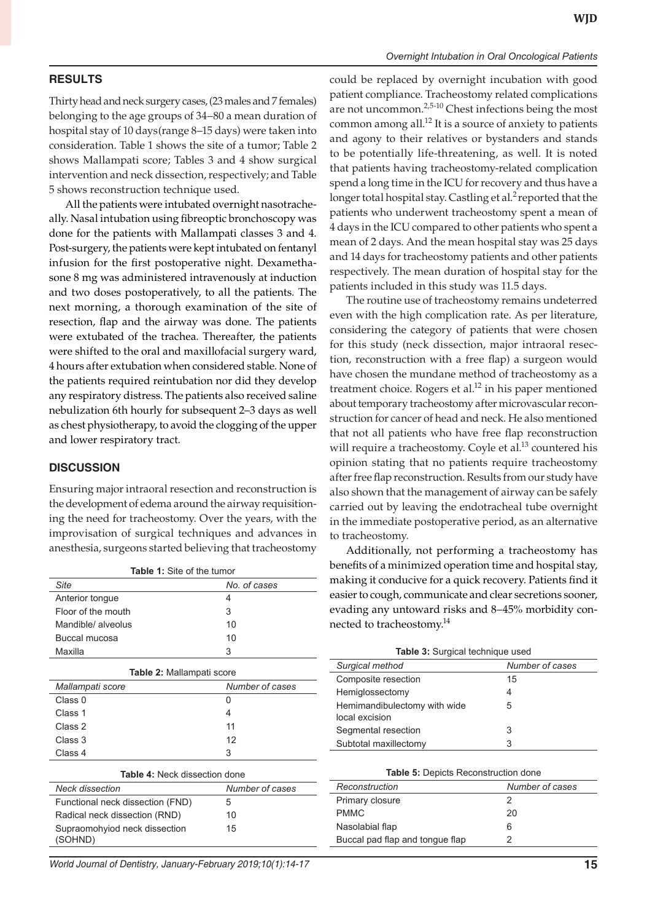## RESULTS

Thirty head and neck surgery cases, (23 males and 7 females) belonging to the age groups of 34–80 a mean duration of hospital stay of 10 days(range 8–15 days) were taken into consideration. Table 1 shows the site of a tumor; Table 2 shows Mallampati score; Tables 3 and 4 show surgical intervention and neck dissection, respectively; and Table 5 shows reconstruction technique used.

All the patients were intubated overnight nasotracheally. Nasal intubation using fibreoptic bronchoscopy was done for the patients with Mallampati classes 3 and 4. Post-surgery, the patients were kept intubated on fentanyl infusion for the first postoperative night. Dexamethasone 8 mg was administered intravenously at induction and two doses postoperatively, to all the patients. The next morning, a thorough examination of the site of resection, flap and the airway was done. The patients were extubated of the trachea. Thereafter, the patients were shifted to the oral and maxillofacial surgery ward, 4 hours after extubation when considered stable. None of the patients required reintubation nor did they develop any respiratory distress. The patients also received saline nebulization 6th hourly for subsequent 2–3 days as well as chest physiotherapy, to avoid the clogging of the upper and lower respiratory tract.

## DISCUSSION

Ensuring major intraoral resection and reconstruction is the development of edema around the airway requisitioning the need for tracheostomy. Over the years, with the improvisation of surgical techniques and advances in anesthesia, surgeons started believing that tracheostomy could be replaced by overnight incubation with good patient compliance. Tracheostomy related complications are not uncommon.[2,5-10] Chest infections being the most common among all.[12] It is a source of anxiety to patients and agony to their relatives or bystanders and stands to be potentially life-threatening, as well. It is noted that patients having tracheostomy-related complication spend a long time in the ICU for recovery and thus have a longer total hospital stay. Castling et al.[2] reported that the patients who underwent tracheostomy spent a mean of 4 days in the ICU compared to other patients who spent a mean of 2 days. And the mean hospital stay was 25 days and 14 days for tracheostomy patients and other patients respectively. The mean duration of hospital stay for the patients included in this study was 11.5 days.

The routine use of tracheostomy remains undeterred even with the high complication rate. As per literature, considering the category of patients that were chosen for this study (neck dissection, major intraoral resection, reconstruction with a free flap) a surgeon would have chosen the mundane method of tracheostomy as a treatment choice. Rogers et al.[12] in his paper mentioned about temporary tracheostomy after microvascular reconstruction for cancer of head and neck. He also mentioned that not all patients who have free flap reconstruction will require a tracheostomy. Coyle et al.[13] countered his opinion stating that no patients require tracheostomy after free flap reconstruction. Results from our study have also shown that the management of airway can be safely carried out by leaving the endotracheal tube overnight in the immediate postoperative period, as an alternative to tracheostomy.

Additionally, not performing a tracheostomy has benefits of a minimized operation time and hospital stay, making it conducive for a quick recovery. Patients find it easier to cough, communicate and clear secretions sooner, evading any untoward risks and 8–45% morbidity connected to tracheostomy.[14]

**Table 1:** Site of the tumor

| *Site* | *No. of cases* |
|---|---|
| Anterior tongue | 4 |
| Floor of the mouth | 3 |
| Mandible/ alveolus | 10 |
| Buccal mucosa | 10 |
| Maxilla | 3 |

**Table 2:** Mallampati score

| *Mallampati score* | *Number of cases* |
|---|---|
| Class 0 | 0 |
| Class 1 | 4 |
| Class 2 | 11 |
| Class 3 | 12 |
| Class 4 | 3 |

**Table 3:** Surgical technique used

| *Surgical method* | *Number of cases* |
|---|---|
| Composite resection | 15 |
| Hemiglossectomy | 4 |
| Hemimandibulectomy with wide local excision | 5 |
| Segmental resection | 3 |
| Subtotal maxillectomy | 3 |

**Table 4:** Neck dissection done

| *Neck dissection* | *Number of cases* |
|---|---|
| Functional neck dissection (FND) | 5 |
| Radical neck dissection (RND) | 10 |
| Supraomohyiod neck dissection (SOHND) | 15 |

**Table 5:** Depicts Reconstruction done

| *Reconstruction* | *Number of cases* |
|---|---|
| Primary closure | 2 |
| PMMC | 20 |
| Nasolabial flap | 6 |
| Buccal pad flap and tongue flap | 2 |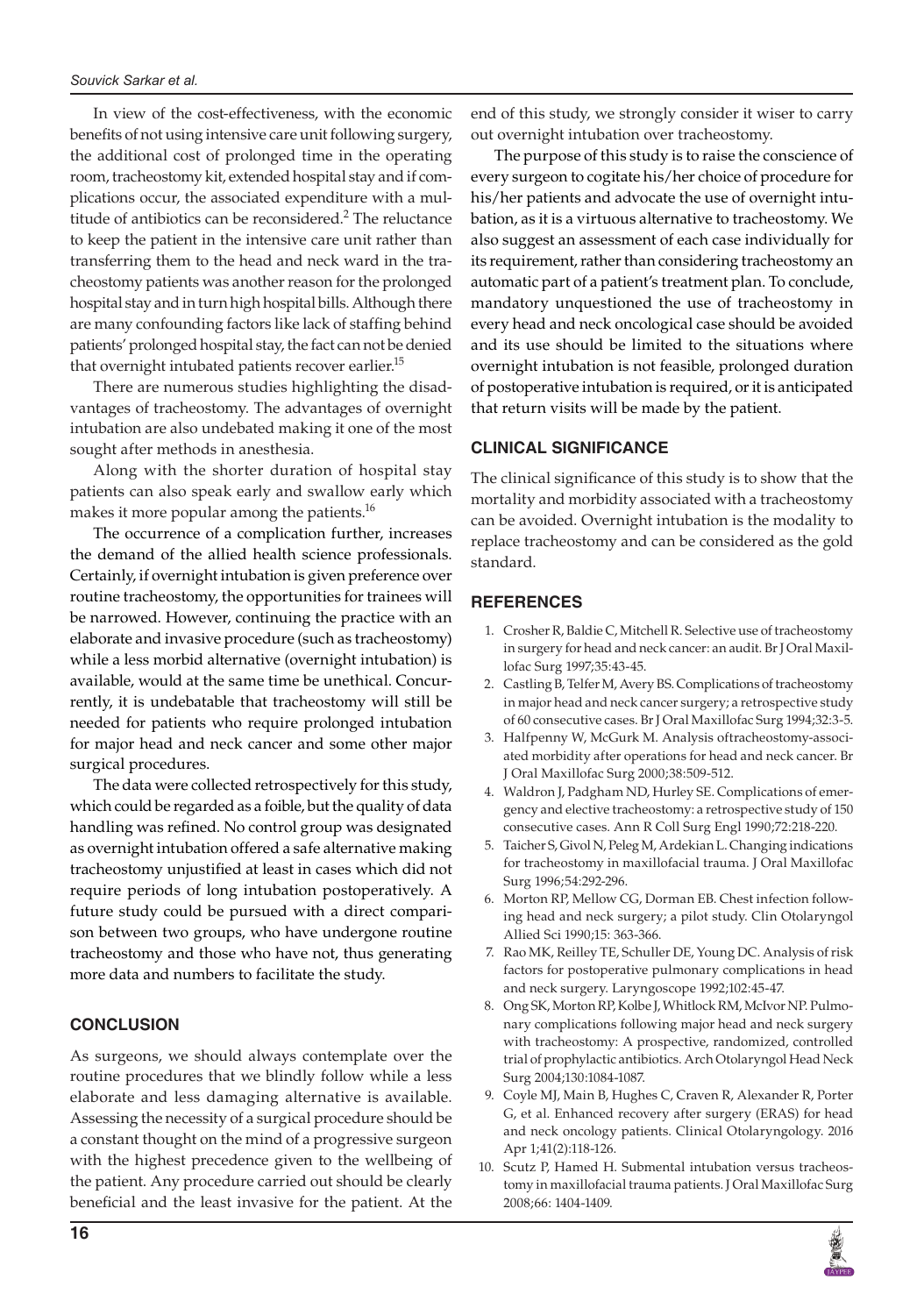In view of the cost-effectiveness, with the economic benefits of not using intensive care unit following surgery, the additional cost of prolonged time in the operating room, tracheostomy kit, extended hospital stay and if complications occur, the associated expenditure with a multitude of antibiotics can be reconsidered.[2] The reluctance to keep the patient in the intensive care unit rather than transferring them to the head and neck ward in the tracheostomy patients was another reason for the prolonged hospital stay and in turn high hospital bills. Although there are many confounding factors like lack of staffing behind patients' prolonged hospital stay, the fact can not be denied that overnight intubated patients recover earlier.[15]

There are numerous studies highlighting the disadvantages of tracheostomy. The advantages of overnight intubation are also undebated making it one of the most sought after methods in anesthesia.

Along with the shorter duration of hospital stay patients can also speak early and swallow early which makes it more popular among the patients.[16]

The occurrence of a complication further, increases the demand of the allied health science professionals. Certainly, if overnight intubation is given preference over routine tracheostomy, the opportunities for trainees will be narrowed. However, continuing the practice with an elaborate and invasive procedure (such as tracheostomy) while a less morbid alternative (overnight intubation) is available, would at the same time be unethical. Concurrently, it is undebatable that tracheostomy will still be needed for patients who require prolonged intubation for major head and neck cancer and some other major surgical procedures.

The data were collected retrospectively for this study, which could be regarded as a foible, but the quality of data handling was refined. No control group was designated as overnight intubation offered a safe alternative making tracheostomy unjustified at least in cases which did not require periods of long intubation postoperatively. A future study could be pursued with a direct comparison between two groups, who have undergone routine tracheostomy and those who have not, thus generating more data and numbers to facilitate the study.

## CONCLUSION

As surgeons, we should always contemplate over the routine procedures that we blindly follow while a less elaborate and less damaging alternative is available. Assessing the necessity of a surgical procedure should be a constant thought on the mind of a progressive surgeon with the highest precedence given to the wellbeing of the patient. Any procedure carried out should be clearly beneficial and the least invasive for the patient. At the end of this study, we strongly consider it wiser to carry out overnight intubation over tracheostomy.

The purpose of this study is to raise the conscience of every surgeon to cogitate his/her choice of procedure for his/her patients and advocate the use of overnight intubation, as it is a virtuous alternative to tracheostomy. We also suggest an assessment of each case individually for its requirement, rather than considering tracheostomy an automatic part of a patient's treatment plan. To conclude, mandatory unquestioned the use of tracheostomy in every head and neck oncological case should be avoided and its use should be limited to the situations where overnight intubation is not feasible, prolonged duration of postoperative intubation is required, or it is anticipated that return visits will be made by the patient.

## CLINICAL SIGNIFICANCE

The clinical significance of this study is to show that the mortality and morbidity associated with a tracheostomy can be avoided. Overnight intubation is the modality to replace tracheostomy and can be considered as the gold standard.

## REFERENCES

1. Crosher R, Baldie C, Mitchell R. Selective use of tracheostomy in surgery for head and neck cancer: an audit. Br J Oral Maxillofac Surg 1997;35:43-45.
2. Castling B, Telfer M, Avery BS. Complications of tracheostomy in major head and neck cancer surgery; a retrospective study of 60 consecutive cases. Br J Oral Maxillofac Surg 1994;32:3-5.
3. Halfpenny W, McGurk M. Analysis oftracheostomy-associated morbidity after operations for head and neck cancer. Br J Oral Maxillofac Surg 2000;38:509-512.
4. Waldron J, Padgham ND, Hurley SE. Complications of emergency and elective tracheostomy: a retrospective study of 150 consecutive cases. Ann R Coll Surg Engl 1990;72:218-220.
5. Taicher S, Givol N, Peleg M, Ardekian L. Changing indications for tracheostomy in maxillofacial trauma. J Oral Maxillofac Surg 1996;54:292-296.
6. Morton RP, Mellow CG, Dorman EB. Chest infection following head and neck surgery; a pilot study. Clin Otolaryngol Allied Sci 1990;15: 363-366.
7. Rao MK, Reilley TE, Schuller DE, Young DC. Analysis of risk factors for postoperative pulmonary complications in head and neck surgery. Laryngoscope 1992;102:45-47.
8. Ong SK, Morton RP, Kolbe J, Whitlock RM, McIvor NP. Pulmonary complications following major head and neck surgery with tracheostomy: A prospective, randomized, controlled trial of prophylactic antibiotics. Arch Otolaryngol Head Neck Surg 2004;130:1084-1087.
9. Coyle MJ, Main B, Hughes C, Craven R, Alexander R, Porter G, et al. Enhanced recovery after surgery (ERAS) for head and neck oncology patients. Clinical Otolaryngology. 2016 Apr 1;41(2):118-126.
10. Scutz P, Hamed H. Submental intubation versus tracheostomy in maxillofacial trauma patients. J Oral Maxillofac Surg 2008;66: 1404-1409.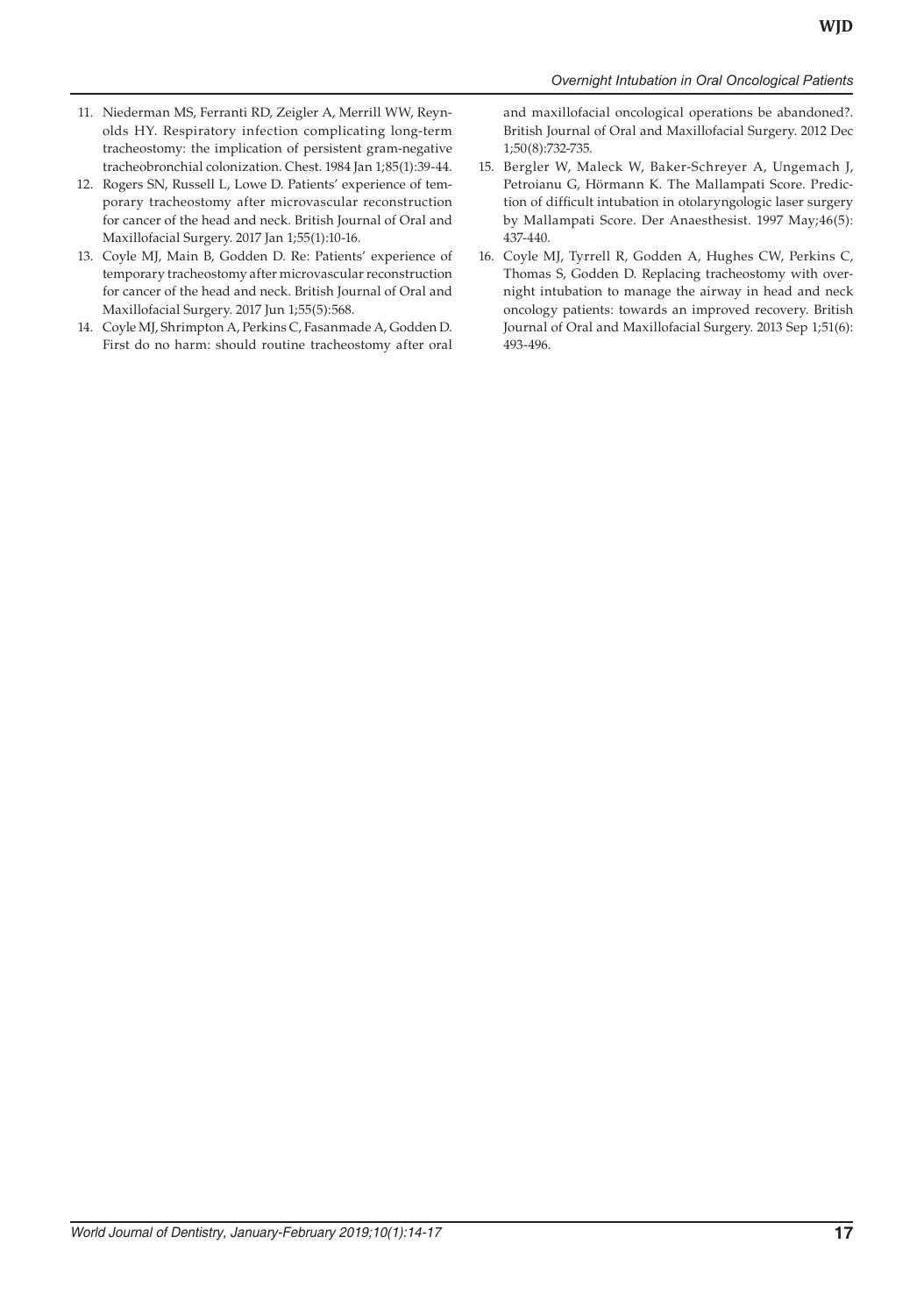11. Niederman MS, Ferranti RD, Zeigler A, Merrill WW, Reynolds HY. Respiratory infection complicating long-term tracheostomy: the implication of persistent gram-negative tracheobronchial colonization. Chest. 1984 Jan 1;85(1):39-44.
12. Rogers SN, Russell L, Lowe D. Patients' experience of temporary tracheostomy after microvascular reconstruction for cancer of the head and neck. British Journal of Oral and Maxillofacial Surgery. 2017 Jan 1;55(1):10-16.
13. Coyle MJ, Main B, Godden D. Re: Patients' experience of temporary tracheostomy after microvascular reconstruction for cancer of the head and neck. British Journal of Oral and Maxillofacial Surgery. 2017 Jun 1;55(5):568.
14. Coyle MJ, Shrimpton A, Perkins C, Fasanmade A, Godden D. First do no harm: should routine tracheostomy after oral and maxillofacial oncological operations be abandoned?. British Journal of Oral and Maxillofacial Surgery. 2012 Dec 1;50(8):732-735.
15. Bergler W, Maleck W, Baker-Schreyer A, Ungemach J, Petroianu G, Hörmann K. The Mallampati Score. Prediction of difficult intubation in otolaryngologic laser surgery by Mallampati Score. Der Anaesthesist. 1997 May;46(5): 437-440.
16. Coyle MJ, Tyrrell R, Godden A, Hughes CW, Perkins C, Thomas S, Godden D. Replacing tracheostomy with overnight intubation to manage the airway in head and neck oncology patients: towards an improved recovery. British Journal of Oral and Maxillofacial Surgery. 2013 Sep 1;51(6): 493-496.